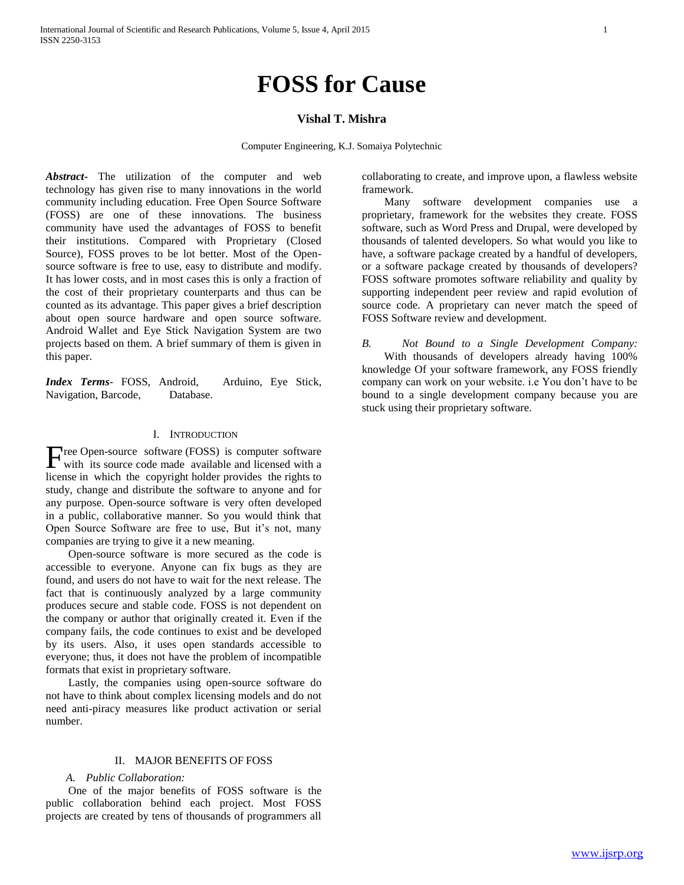# FOSS for Cause

### Vishal T. Mishra

Computer Engineering, K.J. Somaiya Polytechnic

***Abstract*-** The utilization of the computer and web technology has given rise to many innovations in the world community including education. Free Open Source Software (FOSS) are one of these innovations. The business community have used the advantages of FOSS to benefit their institutions. Compared with Proprietary (Closed Source), FOSS proves to be lot better. Most of the Open-source software is free to use, easy to distribute and modify. It has lower costs, and in most cases this is only a fraction of the cost of their proprietary counterparts and thus can be counted as its advantage. This paper gives a brief description about open source hardware and open source software. Android Wallet and Eye Stick Navigation System are two projects based on them. A brief summary of them is given in this paper.

***Index Terms*-** FOSS, Android, Arduino, Eye Stick, Navigation, Barcode, Database.

## I. Introduction

Free Open-source software (FOSS) is computer software with its source code made available and licensed with a license in which the copyright holder provides the rights to study, change and distribute the software to anyone and for any purpose. Open-source software is very often developed in a public, collaborative manner. So you would think that Open Source Software are free to use, But it's not, many companies are trying to give it a new meaning.

Open-source software is more secured as the code is accessible to everyone. Anyone can fix bugs as they are found, and users do not have to wait for the next release. The fact that is continuously analyzed by a large community produces secure and stable code. FOSS is not dependent on the company or author that originally created it. Even if the company fails, the code continues to exist and be developed by its users. Also, it uses open standards accessible to everyone; thus, it does not have the problem of incompatible formats that exist in proprietary software.

Lastly, the companies using open-source software do not have to think about complex licensing models and do not need anti-piracy measures like product activation or serial number.

## II. Major Benefits of FOSS

### *A. Public Collaboration:*

One of the major benefits of FOSS software is the public collaboration behind each project. Most FOSS projects are created by tens of thousands of programmers all collaborating to create, and improve upon, a flawless website framework.

Many software development companies use a proprietary, framework for the websites they create. FOSS software, such as Word Press and Drupal, were developed by thousands of talented developers. So what would you like to have, a software package created by a handful of developers, or a software package created by thousands of developers? FOSS software promotes software reliability and quality by supporting independent peer review and rapid evolution of source code. A proprietary can never match the speed of FOSS Software review and development.

### *B. Not Bound to a Single Development Company:*

With thousands of developers already having 100% knowledge Of your software framework, any FOSS friendly company can work on your website. i.e You don't have to be bound to a single development company because you are stuck using their proprietary software.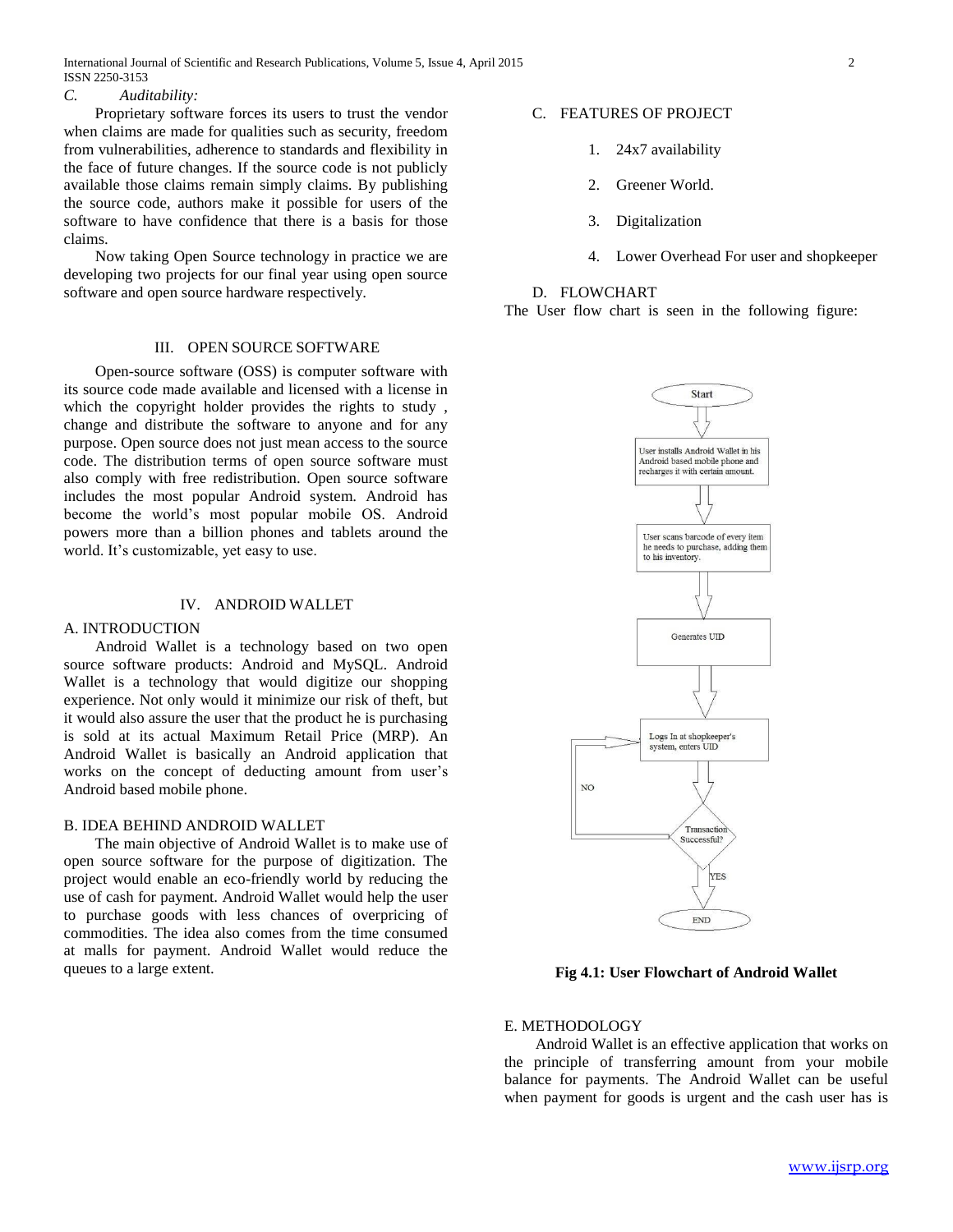### C. *Auditability:*

Proprietary software forces its users to trust the vendor when claims are made for qualities such as security, freedom from vulnerabilities, adherence to standards and flexibility in the face of future changes. If the source code is not publicly available those claims remain simply claims. By publishing the source code, authors make it possible for users of the software to have confidence that there is a basis for those claims.

Now taking Open Source technology in practice we are developing two projects for our final year using open source software and open source hardware respectively.

## III. OPEN SOURCE SOFTWARE

Open-source software (OSS) is computer software with its source code made available and licensed with a license in which the copyright holder provides the rights to study , change and distribute the software to anyone and for any purpose. Open source does not just mean access to the source code. The distribution terms of open source software must also comply with free redistribution. Open source software includes the most popular Android system. Android has become the world's most popular mobile OS. Android powers more than a billion phones and tablets around the world. It's customizable, yet easy to use.

## IV. ANDROID WALLET

### A. INTRODUCTION

Android Wallet is a technology based on two open source software products: Android and MySQL. Android Wallet is a technology that would digitize our shopping experience. Not only would it minimize our risk of theft, but it would also assure the user that the product he is purchasing is sold at its actual Maximum Retail Price (MRP). An Android Wallet is basically an Android application that works on the concept of deducting amount from user's Android based mobile phone.

### B. IDEA BEHIND ANDROID WALLET

The main objective of Android Wallet is to make use of open source software for the purpose of digitization. The project would enable an eco-friendly world by reducing the use of cash for payment. Android Wallet would help the user to purchase goods with less chances of overpricing of commodities. The idea also comes from the time consumed at malls for payment. Android Wallet would reduce the queues to a large extent.

### C. FEATURES OF PROJECT

1. 24x7 availability
2. Greener World.
3. Digitalization
4. Lower Overhead For user and shopkeeper

### D. FLOWCHART

The User flow chart is seen in the following figure:

Start

User installs Android Wallet in his Android based mobile phone and recharges it with certain amount.

User scans barcode of every item he needs to purchase, adding them to his inventory.

Generates UID

Logs In at shopkeeper's system, enters UID

Transaction Successful?

NO

YES

END

**Fig 4.1: User Flowchart of Android Wallet**

### E. METHODOLOGY

Android Wallet is an effective application that works on the principle of transferring amount from your mobile balance for payments. The Android Wallet can be useful when payment for goods is urgent and the cash user has is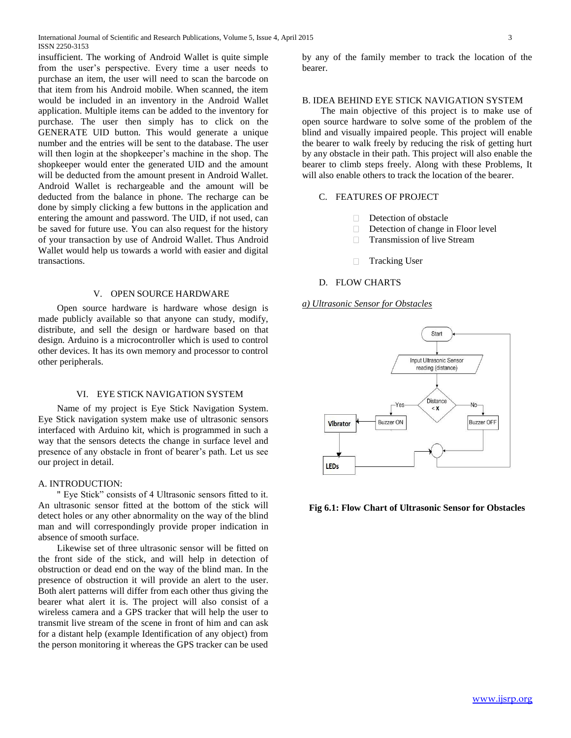insufficient. The working of Android Wallet is quite simple from the user's perspective. Every time a user needs to purchase an item, the user will need to scan the barcode on that item from his Android mobile. When scanned, the item would be included in an inventory in the Android Wallet application. Multiple items can be added to the inventory for purchase. The user then simply has to click on the GENERATE UID button. This would generate a unique number and the entries will be sent to the database. The user will then login at the shopkeeper's machine in the shop. The shopkeeper would enter the generated UID and the amount will be deducted from the amount present in Android Wallet. Android Wallet is rechargeable and the amount will be deducted from the balance in phone. The recharge can be done by simply clicking a few buttons in the application and entering the amount and password. The UID, if not used, can be saved for future use. You can also request for the history of your transaction by use of Android Wallet. Thus Android Wallet would help us towards a world with easier and digital transactions.

## V. OPEN SOURCE HARDWARE

Open source hardware is hardware whose design is made publicly available so that anyone can study, modify, distribute, and sell the design or hardware based on that design. Arduino is a microcontroller which is used to control other devices. It has its own memory and processor to control other peripherals.

## VI. EYE STICK NAVIGATION SYSTEM

Name of my project is Eye Stick Navigation System. Eye Stick navigation system make use of ultrasonic sensors interfaced with Arduino kit, which is programmed in such a way that the sensors detects the change in surface level and presence of any obstacle in front of bearer's path. Let us see our project in detail.

### A. INTRODUCTION:

" Eye Stick" consists of 4 Ultrasonic sensors fitted to it. An ultrasonic sensor fitted at the bottom of the stick will detect holes or any other abnormality on the way of the blind man and will correspondingly provide proper indication in absence of smooth surface.

Likewise set of three ultrasonic sensor will be fitted on the front side of the stick, and will help in detection of obstruction or dead end on the way of the blind man. In the presence of obstruction it will provide an alert to the user. Both alert patterns will differ from each other thus giving the bearer what alert it is. The project will also consist of a wireless camera and a GPS tracker that will help the user to transmit live stream of the scene in front of him and can ask for a distant help (example Identification of any object) from the person monitoring it whereas the GPS tracker can be used by any of the family member to track the location of the bearer.

### B. IDEA BEHIND EYE STICK NAVIGATION SYSTEM

The main objective of this project is to make use of open source hardware to solve some of the problem of the blind and visually impaired people. This project will enable the bearer to walk freely by reducing the risk of getting hurt by any obstacle in their path. This project will also enable the bearer to climb steps freely. Along with these Problems, It will also enable others to track the location of the bearer.

### C. FEATURES OF PROJECT

- Detection of obstacle
- Detection of change in Floor level
- Transmission of live Stream
- Tracking User

### D. FLOW CHARTS

*a) Ultrasonic Sensor for Obstacles*

**Fig 6.1: Flow Chart of Ultrasonic Sensor for Obstacles**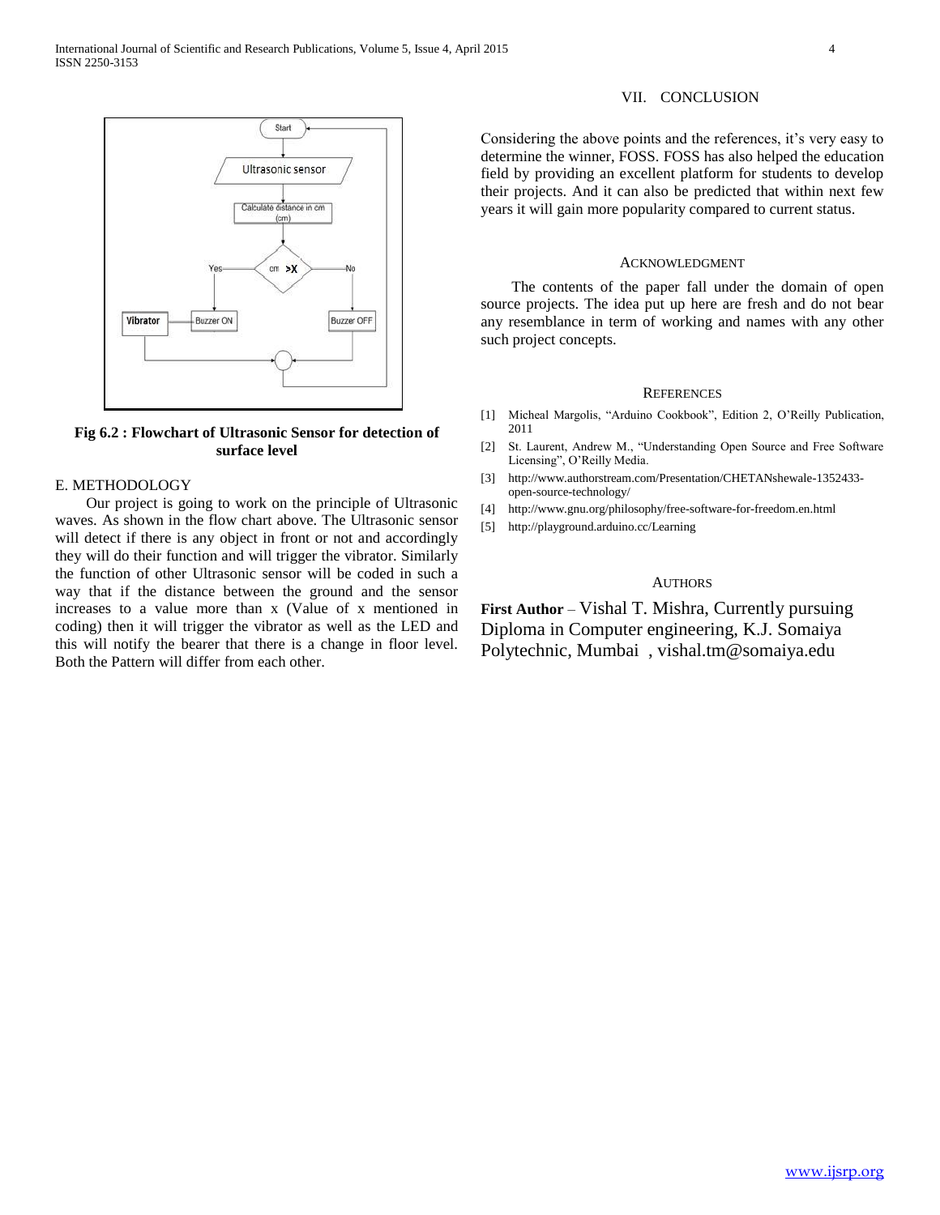Start

Ultrasonic sensor

Calculate distance in cm (cm)

cm >X

Yes

No

Vibrator

Buzzer ON

Buzzer OFF

**Fig 6.2 : Flowchart of Ultrasonic Sensor for detection of surface level**

E. METHODOLOGY

Our project is going to work on the principle of Ultrasonic waves. As shown in the flow chart above. The Ultrasonic sensor will detect if there is any object in front or not and accordingly they will do their function and will trigger the vibrator. Similarly the function of other Ultrasonic sensor will be coded in such a way that if the distance between the ground and the sensor increases to a value more than x (Value of x mentioned in coding) then it will trigger the vibrator as well as the LED and this will notify the bearer that there is a change in floor level. Both the Pattern will differ from each other.

## VII. CONCLUSION

Considering the above points and the references, it's very easy to determine the winner, FOSS. FOSS has also helped the education field by providing an excellent platform for students to develop their projects. And it can also be predicted that within next few years it will gain more popularity compared to current status.

## ACKNOWLEDGMENT

The contents of the paper fall under the domain of open source projects. The idea put up here are fresh and do not bear any resemblance in term of working and names with any other such project concepts.

## REFERENCES

[1] Micheal Margolis, "Arduino Cookbook", Edition 2, O'Reilly Publication, 2011

[2] St. Laurent, Andrew M., "Understanding Open Source and Free Software Licensing", O'Reilly Media.

[3] http://www.authorstream.com/Presentation/CHETANshewale-1352433-open-source-technology/

[4] http://www.gnu.org/philosophy/free-software-for-freedom.en.html

[5] http://playground.arduino.cc/Learning

## AUTHORS

**First Author** – Vishal T. Mishra, Currently pursuing Diploma in Computer engineering, K.J. Somaiya Polytechnic, Mumbai , vishal.tm@somaiya.edu